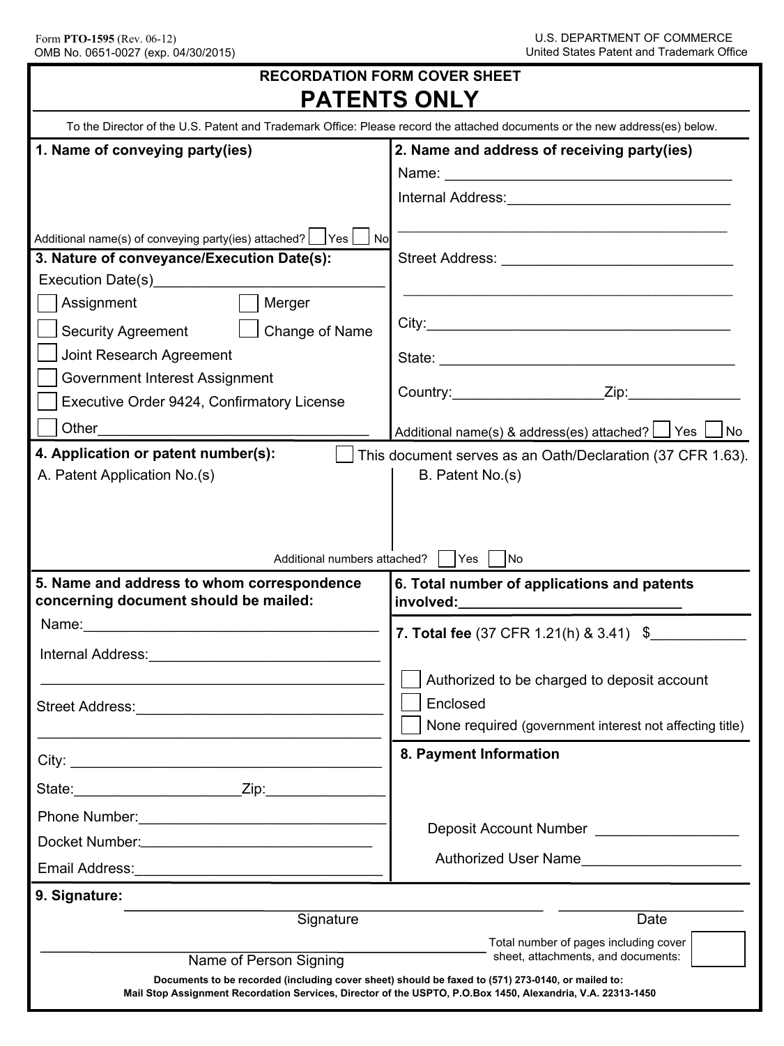Form PTO-1595 (Rev. 06-12)
OMB No. 0651-0027 (exp. 04/30/2015)

U.S. DEPARTMENT OF COMMERCE
United States Patent and Trademark Office

## RECORDATION FORM COVER SHEET

# PATENTS ONLY

To the Director of the U.S. Patent and Trademark Office: Please record the attached documents or the new address(es) below.

**1. Name of conveying party(ies)**

Additional name(s) of conveying party(ies) attached? ☐ Yes ☐ No

**2. Name and address of receiving party(ies)**

Name: ____________________________________

Internal Address: __________________________

____________________________________________

Street Address: ____________________________

____________________________________________

City: ______________________________________

State: _____________________________________

Country: ________________ Zip: ______________

Additional name(s) & address(es) attached? ☐ Yes ☐ No

**3. Nature of conveyance/Execution Date(s):**

Execution Date(s) ___________________________

☐ Assignment ☐ Merger

☐ Security Agreement ☐ Change of Name

☐ Joint Research Agreement

☐ Government Interest Assignment

☐ Executive Order 9424, Confirmatory License

☐ Other ________________________________

**4. Application or patent number(s):** ☐ This document serves as an Oath/Declaration (37 CFR 1.63).

A. Patent Application No.(s)

B. Patent No.(s)

Additional numbers attached? ☐ Yes ☐ No

**5. Name and address to whom correspondence concerning document should be mailed:**

Name: ____________________________________

Internal Address: __________________________

____________________________________________

Street Address: ____________________________

____________________________________________

City: ______________________________________

State: ________________ Zip: ______________

Phone Number: ____________________________

Docket Number: ____________________________

Email Address: ____________________________

**6. Total number of applications and patents involved:** ____________________

**7. Total fee** (37 CFR 1.21(h) & 3.41) $____________

☐ Authorized to be charged to deposit account

☐ Enclosed

☐ None required (government interest not affecting title)

**8. Payment Information**

Deposit Account Number __________________

Authorized User Name ____________________

**9. Signature:**

______________________________________ ____________________
Signature Date

______________________________________
Name of Person Signing

Total number of pages including cover sheet, attachments, and documents: ☐

**Documents to be recorded (including cover sheet) should be faxed to (571) 273-0140, or mailed to: Mail Stop Assignment Recordation Services, Director of the USPTO, P.O.Box 1450, Alexandria, V.A. 22313-1450**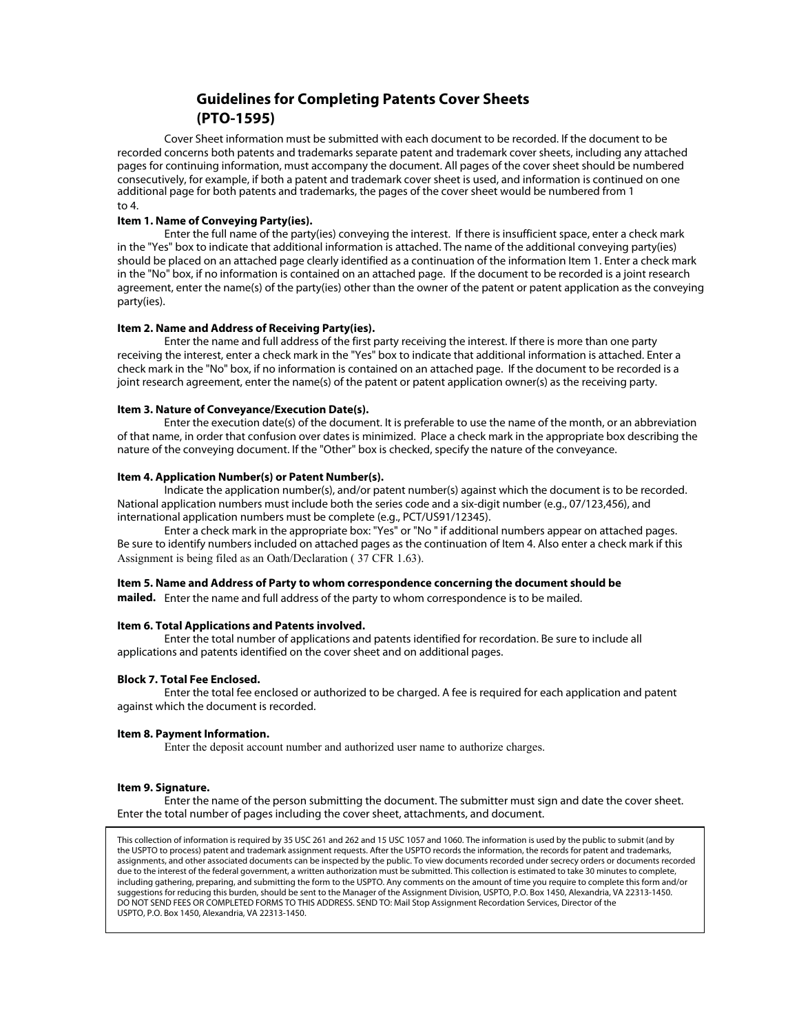# Guidelines for Completing Patents Cover Sheets (PTO-1595)

Cover Sheet information must be submitted with each document to be recorded. If the document to be recorded concerns both patents and trademarks separate patent and trademark cover sheets, including any attached pages for continuing information, must accompany the document. All pages of the cover sheet should be numbered consecutively, for example, if both a patent and trademark cover sheet is used, and information is continued on one additional page for both patents and trademarks, the pages of the cover sheet would be numbered from 1 to 4.

**Item 1. Name of Conveying Party(ies).**

Enter the full name of the party(ies) conveying the interest. If there is insufficient space, enter a check mark in the "Yes" box to indicate that additional information is attached. The name of the additional conveying party(ies) should be placed on an attached page clearly identified as a continuation of the information Item 1. Enter a check mark in the "No" box, if no information is contained on an attached page. If the document to be recorded is a joint research agreement, enter the name(s) of the party(ies) other than the owner of the patent or patent application as the conveying party(ies).

**Item 2. Name and Address of Receiving Party(ies).**

Enter the name and full address of the first party receiving the interest. If there is more than one party receiving the interest, enter a check mark in the "Yes" box to indicate that additional information is attached. Enter a check mark in the "No" box, if no information is contained on an attached page. If the document to be recorded is a joint research agreement, enter the name(s) of the patent or patent application owner(s) as the receiving party.

**Item 3. Nature of Conveyance/Execution Date(s).**

Enter the execution date(s) of the document. It is preferable to use the name of the month, or an abbreviation of that name, in order that confusion over dates is minimized. Place a check mark in the appropriate box describing the nature of the conveying document. If the "Other" box is checked, specify the nature of the conveyance.

**Item 4. Application Number(s) or Patent Number(s).**

Indicate the application number(s), and/or patent number(s) against which the document is to be recorded. National application numbers must include both the series code and a six-digit number (e.g., 07/123,456), and international application numbers must be complete (e.g., PCT/US91/12345).

Enter a check mark in the appropriate box: "Yes" or "No " if additional numbers appear on attached pages. Be sure to identify numbers included on attached pages as the continuation of Item 4. Also enter a check mark if this Assignment is being filed as an Oath/Declaration ( 37 CFR 1.63).

**Item 5. Name and Address of Party to whom correspondence concerning the document should be mailed.** Enter the name and full address of the party to whom correspondence is to be mailed.

**Item 6. Total Applications and Patents involved.**

Enter the total number of applications and patents identified for recordation. Be sure to include all applications and patents identified on the cover sheet and on additional pages.

**Block 7. Total Fee Enclosed.**

Enter the total fee enclosed or authorized to be charged. A fee is required for each application and patent against which the document is recorded.

**Item 8. Payment Information.**

Enter the deposit account number and authorized user name to authorize charges.

**Item 9. Signature.**

Enter the name of the person submitting the document. The submitter must sign and date the cover sheet. Enter the total number of pages including the cover sheet, attachments, and document.

This collection of information is required by 35 USC 261 and 262 and 15 USC 1057 and 1060. The information is used by the public to submit (and by the USPTO to process) patent and trademark assignment requests. After the USPTO records the information, the records for patent and trademarks, assignments, and other associated documents can be inspected by the public. To view documents recorded under secrecy orders or documents recorded due to the interest of the federal government, a written authorization must be submitted. This collection is estimated to take 30 minutes to complete, including gathering, preparing, and submitting the form to the USPTO. Any comments on the amount of time you require to complete this form and/or suggestions for reducing this burden, should be sent to the Manager of the Assignment Division, USPTO, P.O. Box 1450, Alexandria, VA 22313-1450. DO NOT SEND FEES OR COMPLETED FORMS TO THIS ADDRESS. SEND TO: Mail Stop Assignment Recordation Services, Director of the USPTO, P.O. Box 1450, Alexandria, VA 22313-1450.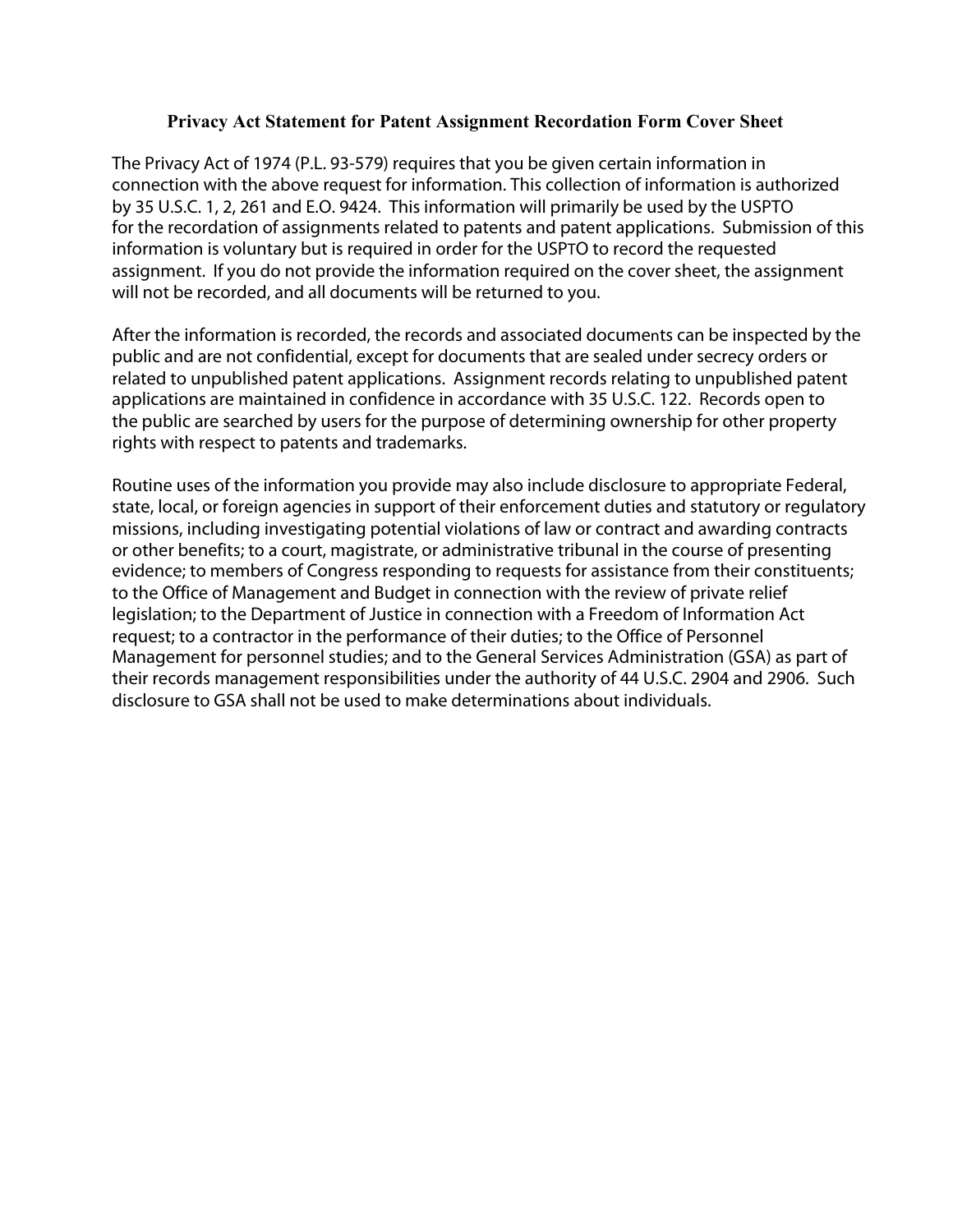## Privacy Act Statement for Patent Assignment Recordation Form Cover Sheet

The Privacy Act of 1974 (P.L. 93-579) requires that you be given certain information in connection with the above request for information. This collection of information is authorized by 35 U.S.C. 1, 2, 261 and E.O. 9424. This information will primarily be used by the USPTO for the recordation of assignments related to patents and patent applications. Submission of this information is voluntary but is required in order for the USPTO to record the requested assignment. If you do not provide the information required on the cover sheet, the assignment will not be recorded, and all documents will be returned to you.

After the information is recorded, the records and associated documents can be inspected by the public and are not confidential, except for documents that are sealed under secrecy orders or related to unpublished patent applications. Assignment records relating to unpublished patent applications are maintained in confidence in accordance with 35 U.S.C. 122. Records open to the public are searched by users for the purpose of determining ownership for other property rights with respect to patents and trademarks.

Routine uses of the information you provide may also include disclosure to appropriate Federal, state, local, or foreign agencies in support of their enforcement duties and statutory or regulatory missions, including investigating potential violations of law or contract and awarding contracts or other benefits; to a court, magistrate, or administrative tribunal in the course of presenting evidence; to members of Congress responding to requests for assistance from their constituents; to the Office of Management and Budget in connection with the review of private relief legislation; to the Department of Justice in connection with a Freedom of Information Act request; to a contractor in the performance of their duties; to the Office of Personnel Management for personnel studies; and to the General Services Administration (GSA) as part of their records management responsibilities under the authority of 44 U.S.C. 2904 and 2906. Such disclosure to GSA shall not be used to make determinations about individuals.